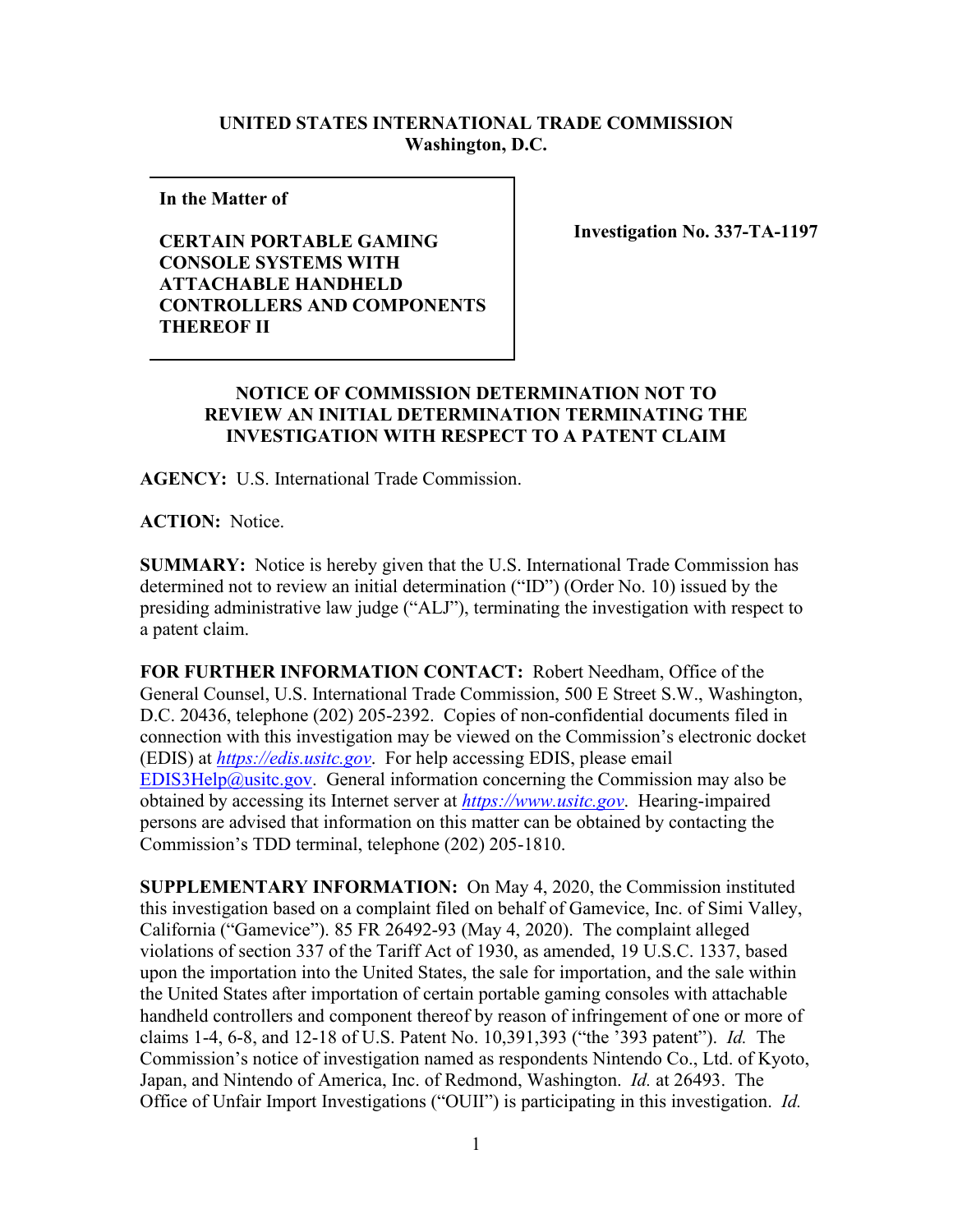**UNITED STATES INTERNATIONAL TRADE COMMISSION**
**Washington, D.C.**

**In the Matter of**

**CERTAIN PORTABLE GAMING CONSOLE SYSTEMS WITH ATTACHABLE HANDHELD CONTROLLERS AND COMPONENTS THEREOF II**

**Investigation No. 337-TA-1197**

## NOTICE OF COMMISSION DETERMINATION NOT TO REVIEW AN INITIAL DETERMINATION TERMINATING THE INVESTIGATION WITH RESPECT TO A PATENT CLAIM

**AGENCY:** U.S. International Trade Commission.

**ACTION:** Notice.

**SUMMARY:** Notice is hereby given that the U.S. International Trade Commission has determined not to review an initial determination ("ID") (Order No. 10) issued by the presiding administrative law judge ("ALJ"), terminating the investigation with respect to a patent claim.

**FOR FURTHER INFORMATION CONTACT:** Robert Needham, Office of the General Counsel, U.S. International Trade Commission, 500 E Street S.W., Washington, D.C. 20436, telephone (202) 205-2392. Copies of non-confidential documents filed in connection with this investigation may be viewed on the Commission's electronic docket (EDIS) at *https://edis.usitc.gov*. For help accessing EDIS, please email EDIS3Help@usitc.gov. General information concerning the Commission may also be obtained by accessing its Internet server at *https://www.usitc.gov*. Hearing-impaired persons are advised that information on this matter can be obtained by contacting the Commission's TDD terminal, telephone (202) 205-1810.

**SUPPLEMENTARY INFORMATION:** On May 4, 2020, the Commission instituted this investigation based on a complaint filed on behalf of Gamevice, Inc. of Simi Valley, California ("Gamevice"). 85 FR 26492-93 (May 4, 2020). The complaint alleged violations of section 337 of the Tariff Act of 1930, as amended, 19 U.S.C. 1337, based upon the importation into the United States, the sale for importation, and the sale within the United States after importation of certain portable gaming consoles with attachable handheld controllers and component thereof by reason of infringement of one or more of claims 1-4, 6-8, and 12-18 of U.S. Patent No. 10,391,393 ("the '393 patent"). *Id.* The Commission's notice of investigation named as respondents Nintendo Co., Ltd. of Kyoto, Japan, and Nintendo of America, Inc. of Redmond, Washington. *Id.* at 26493. The Office of Unfair Import Investigations ("OUII") is participating in this investigation. *Id.*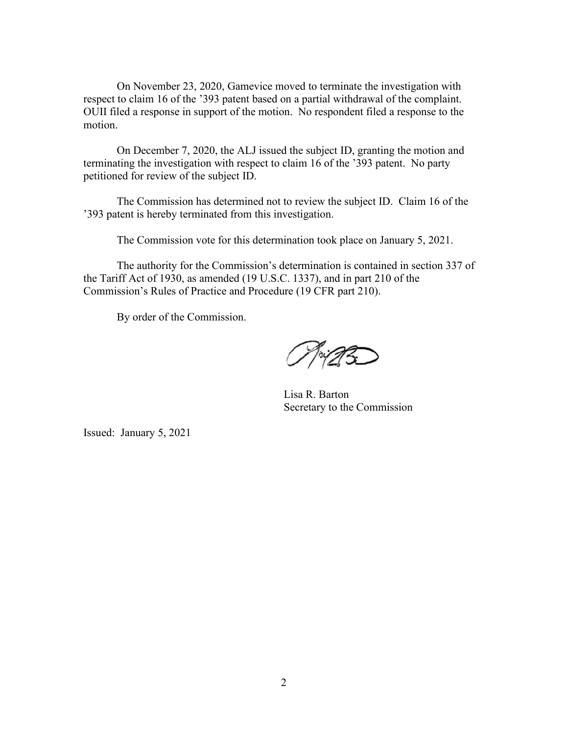On November 23, 2020, Gamevice moved to terminate the investigation with respect to claim 16 of the ’393 patent based on a partial withdrawal of the complaint. OUII filed a response in support of the motion. No respondent filed a response to the motion.

On December 7, 2020, the ALJ issued the subject ID, granting the motion and terminating the investigation with respect to claim 16 of the ’393 patent. No party petitioned for review of the subject ID.

The Commission has determined not to review the subject ID. Claim 16 of the ’393 patent is hereby terminated from this investigation.

The Commission vote for this determination took place on January 5, 2021.

The authority for the Commission’s determination is contained in section 337 of the Tariff Act of 1930, as amended (19 U.S.C. 1337), and in part 210 of the Commission’s Rules of Practice and Procedure (19 CFR part 210).

By order of the Commission.

Lisa R. Barton
Secretary to the Commission

Issued: January 5, 2021